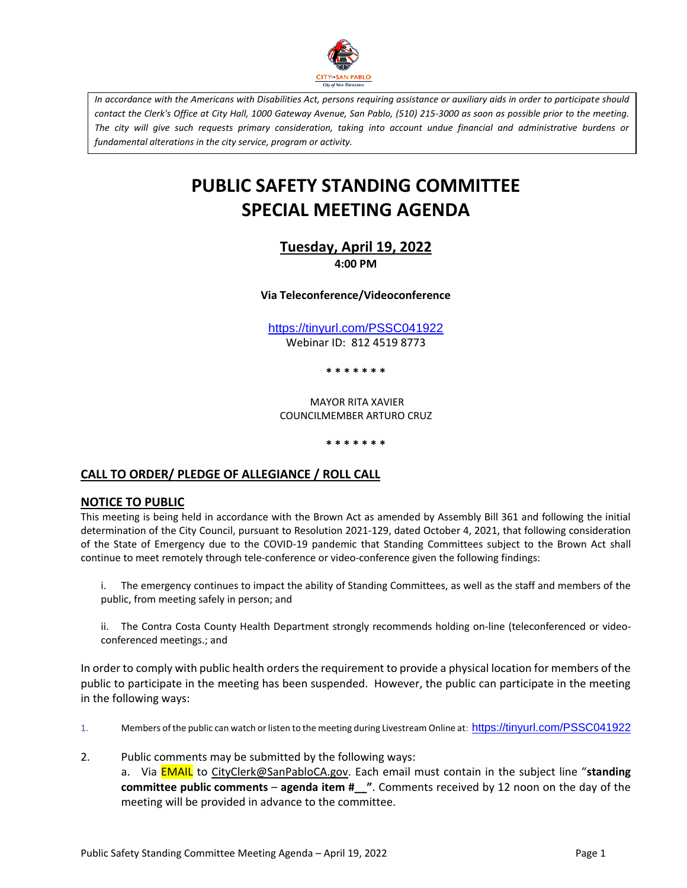*In accordance with the Americans with Disabilities Act, persons requiring assistance or auxiliary aids in order to participate should contact the Clerk's Office at City Hall, 1000 Gateway Avenue, San Pablo, (510) 215-3000 as soon as possible prior to the meeting. The city will give such requests primary consideration, taking into account undue financial and administrative burdens or fundamental alterations in the city service, program or activity.*

# PUBLIC SAFETY STANDING COMMITTEE SPECIAL MEETING AGENDA

## Tuesday, April 19, 2022

**4:00 PM**

**Via Teleconference/Videoconference**

https://tinyurl.com/PSSC041922
Webinar ID: 812 4519 8773

\* \* \* \* \* \* \*

MAYOR RITA XAVIER
COUNCILMEMBER ARTURO CRUZ

\* \* \* \* \* \* \*

## CALL TO ORDER/ PLEDGE OF ALLEGIANCE / ROLL CALL

## NOTICE TO PUBLIC

This meeting is being held in accordance with the Brown Act as amended by Assembly Bill 361 and following the initial determination of the City Council, pursuant to Resolution 2021-129, dated October 4, 2021, that following consideration of the State of Emergency due to the COVID-19 pandemic that Standing Committees subject to the Brown Act shall continue to meet remotely through tele-conference or video-conference given the following findings:

i. The emergency continues to impact the ability of Standing Committees, as well as the staff and members of the public, from meeting safely in person; and

ii. The Contra Costa County Health Department strongly recommends holding on-line (teleconferenced or video-conferenced meetings.; and

In order to comply with public health orders the requirement to provide a physical location for members of the public to participate in the meeting has been suspended. However, the public can participate in the meeting in the following ways:

1. Members of the public can watch or listen to the meeting during Livestream Online at: https://tinyurl.com/PSSC041922

2. Public comments may be submitted by the following ways:
   a. Via EMAIL to CityClerk@SanPabloCA.gov. Each email must contain in the subject line "**standing committee public comments** – **agenda item #__"**. Comments received by 12 noon on the day of the meeting will be provided in advance to the committee.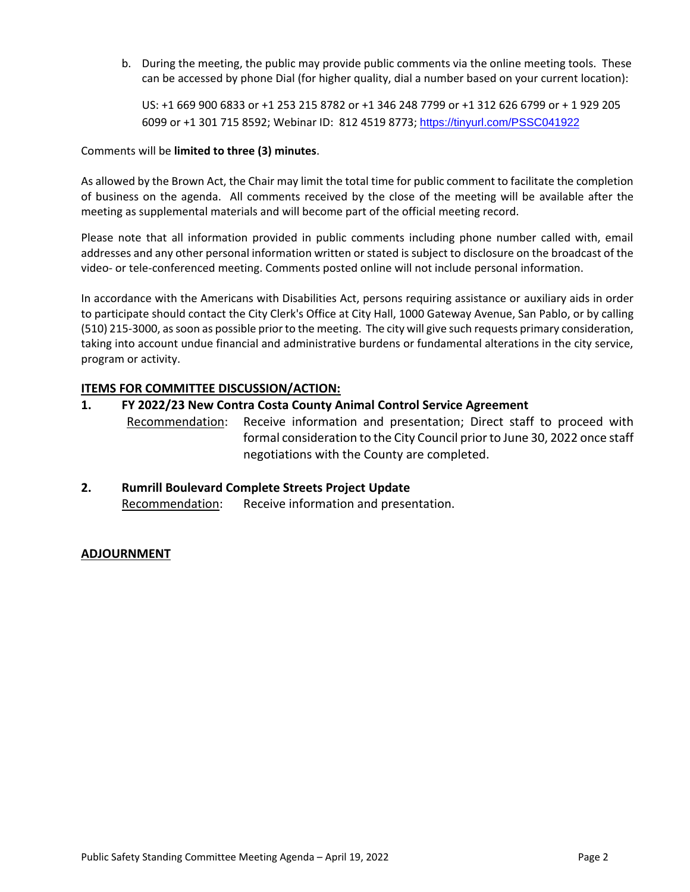b. During the meeting, the public may provide public comments via the online meeting tools. These can be accessed by phone Dial (for higher quality, dial a number based on your current location):

   US: +1 669 900 6833 or +1 253 215 8782 or +1 346 248 7799 or +1 312 626 6799 or + 1 929 205 6099 or +1 301 715 8592; Webinar ID: 812 4519 8773; https://tinyurl.com/PSSC041922

Comments will be **limited to three (3) minutes**.

As allowed by the Brown Act, the Chair may limit the total time for public comment to facilitate the completion of business on the agenda. All comments received by the close of the meeting will be available after the meeting as supplemental materials and will become part of the official meeting record.

Please note that all information provided in public comments including phone number called with, email addresses and any other personal information written or stated is subject to disclosure on the broadcast of the video- or tele-conferenced meeting. Comments posted online will not include personal information.

In accordance with the Americans with Disabilities Act, persons requiring assistance or auxiliary aids in order to participate should contact the City Clerk's Office at City Hall, 1000 Gateway Avenue, San Pablo, or by calling (510) 215-3000, as soon as possible prior to the meeting. The city will give such requests primary consideration, taking into account undue financial and administrative burdens or fundamental alterations in the city service, program or activity.

## ITEMS FOR COMMITTEE DISCUSSION/ACTION:

**1. FY 2022/23 New Contra Costa County Animal Control Service Agreement**

Recommendation: Receive information and presentation; Direct staff to proceed with formal consideration to the City Council prior to June 30, 2022 once staff negotiations with the County are completed.

**2. Rumrill Boulevard Complete Streets Project Update**

Recommendation: Receive information and presentation.

## ADJOURNMENT